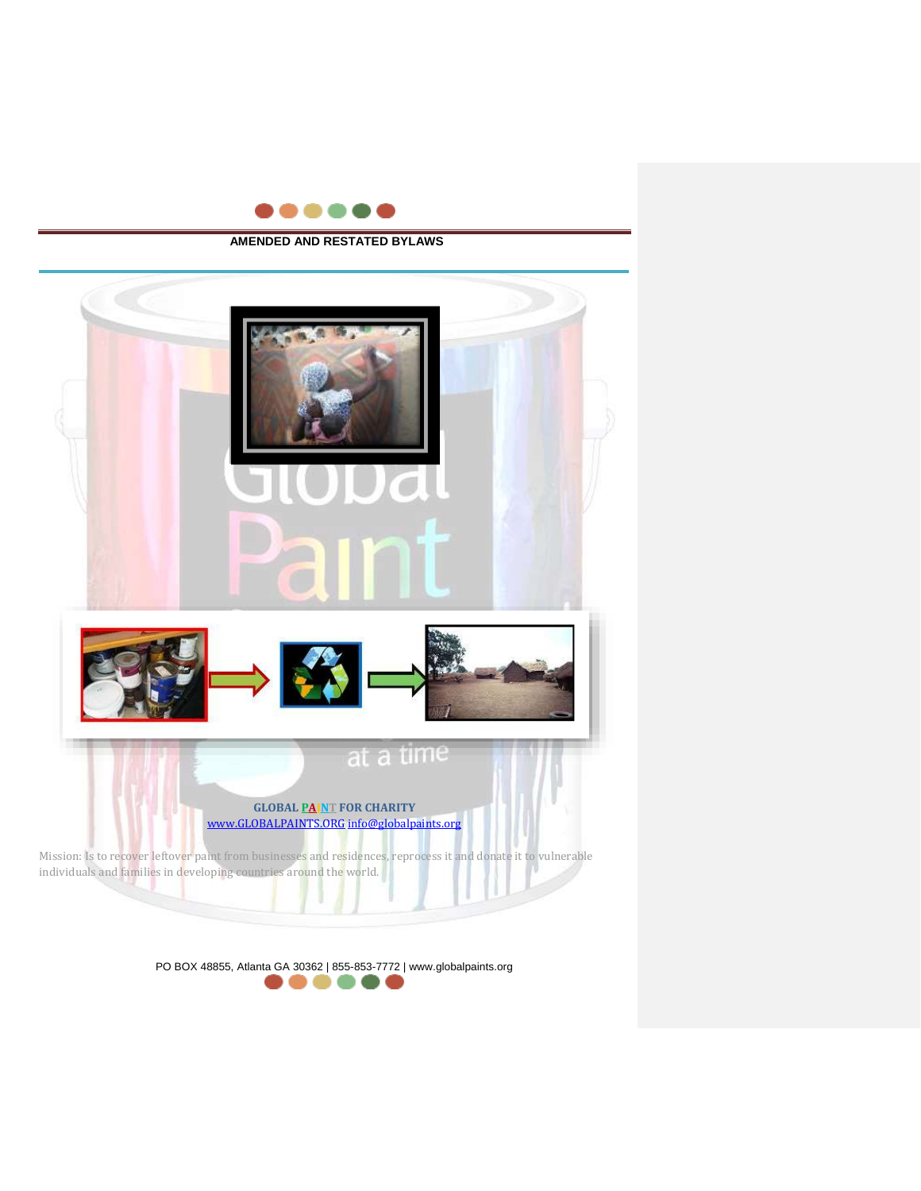# AMENDED AND RESTATED BYLAWS

**GLOBAL PAINT FOR CHARITY**
www.GLOBALPAINTS.ORG info@globalpaints.org

Mission: Is to recover leftover paint from businesses and residences, reprocess it and donate it to vulnerable individuals and families in developing countries around the world.

PO BOX 48855, Atlanta GA 30362 | 855-853-7772 | www.globalpaints.org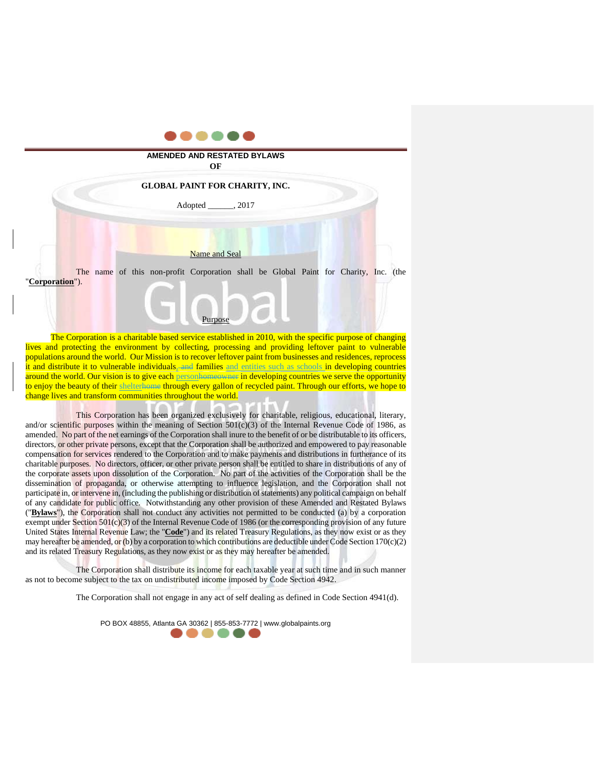**AMENDED AND RESTATED BYLAWS**
**OF**

**GLOBAL PAINT FOR CHARITY, INC.**

Adopted ______, 2017

Name and Seal

The name of this non-profit Corporation shall be Global Paint for Charity, Inc. (the "**Corporation**").

Purpose

The Corporation is a charitable based service established in 2010, with the specific purpose of changing lives and protecting the environment by collecting, processing and providing leftover paint to vulnerable populations around the world. Our Mission is to recover leftover paint from businesses and residences, reprocess it and distribute it to vulnerable individuals, ~~and~~ families and entities such as schools in developing countries around the world. Our vision is to give each person~~homeowner~~ in developing countries we serve the opportunity to enjoy the beauty of their shelter~~home~~ through every gallon of recycled paint. Through our efforts, we hope to change lives and transform communities throughout the world.

This Corporation has been organized exclusively for charitable, religious, educational, literary, and/or scientific purposes within the meaning of Section 501(c)(3) of the Internal Revenue Code of 1986, as amended. No part of the net earnings of the Corporation shall inure to the benefit of or be distributable to its officers, directors, or other private persons, except that the Corporation shall be authorized and empowered to pay reasonable compensation for services rendered to the Corporation and to make payments and distributions in furtherance of its charitable purposes. No directors, officer, or other private person shall be entitled to share in distributions of any of the corporate assets upon dissolution of the Corporation. No part of the activities of the Corporation shall be the dissemination of propaganda, or otherwise attempting to influence legislation, and the Corporation shall not participate in, or intervene in, (including the publishing or distribution of statements) any political campaign on behalf of any candidate for public office. Notwithstanding any other provision of these Amended and Restated Bylaws ("**Bylaws**"), the Corporation shall not conduct any activities not permitted to be conducted (a) by a corporation exempt under Section 501(c)(3) of the Internal Revenue Code of 1986 (or the corresponding provision of any future United States Internal Revenue Law; the "**Code**") and its related Treasury Regulations, as they now exist or as they may hereafter be amended, or (b) by a corporation to which contributions are deductible under Code Section 170(c)(2) and its related Treasury Regulations, as they now exist or as they may hereafter be amended.

The Corporation shall distribute its income for each taxable year at such time and in such manner as not to become subject to the tax on undistributed income imposed by Code Section 4942.

The Corporation shall not engage in any act of self dealing as defined in Code Section 4941(d).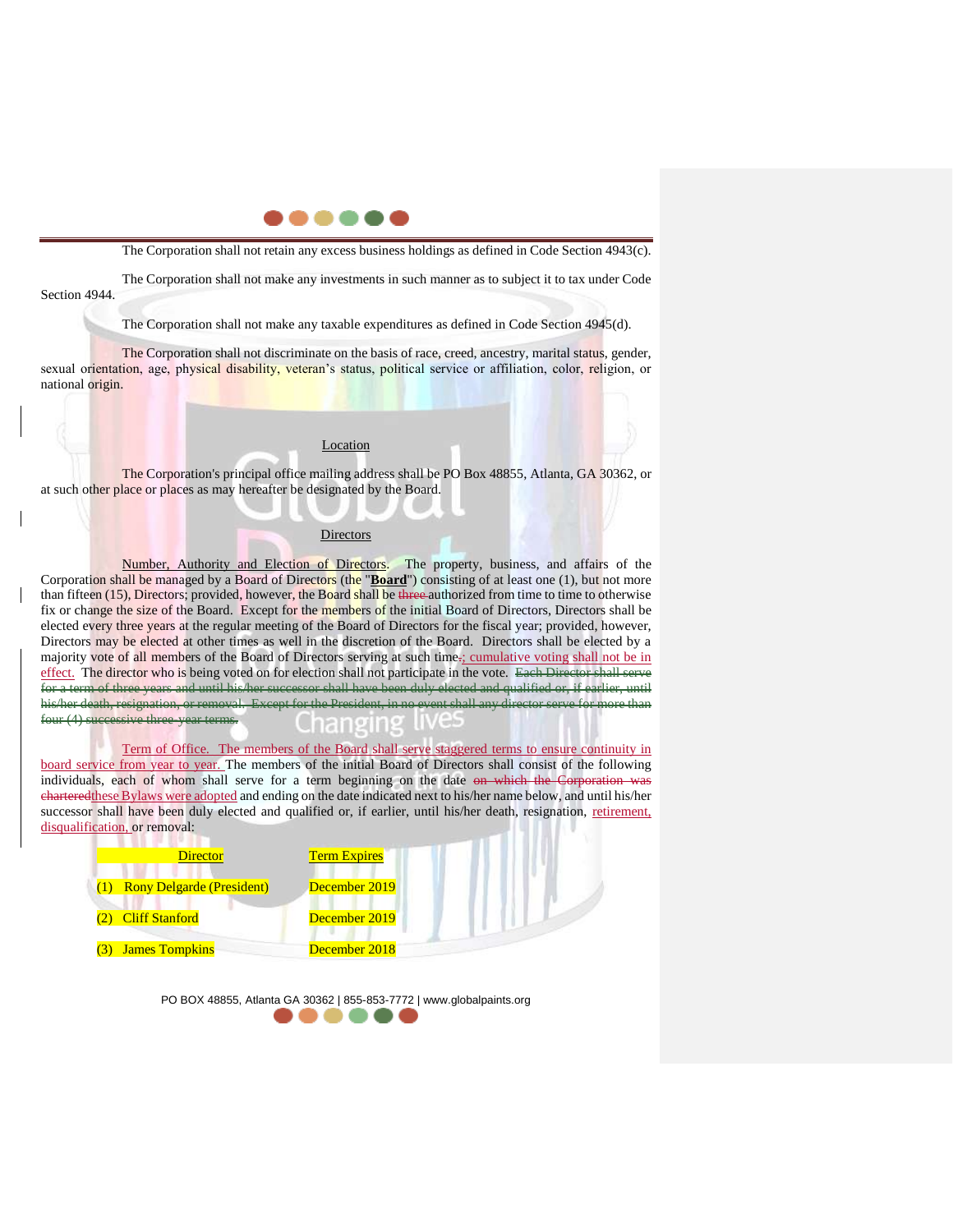The Corporation shall not retain any excess business holdings as defined in Code Section 4943(c).

The Corporation shall not make any investments in such manner as to subject it to tax under Code Section 4944.

The Corporation shall not make any taxable expenditures as defined in Code Section 4945(d).

The Corporation shall not discriminate on the basis of race, creed, ancestry, marital status, gender, sexual orientation, age, physical disability, veteran's status, political service or affiliation, color, religion, or national origin.

## Location

The Corporation's principal office mailing address shall be PO Box 48855, Atlanta, GA 30362, or at such other place or places as may hereafter be designated by the Board.

## Directors

Number, Authority and Election of Directors. The property, business, and affairs of the Corporation shall be managed by a Board of Directors (the "**Board**") consisting of at least one (1), but not more than fifteen (15), Directors; provided, however, the Board shall be ~~three~~ authorized from time to time to otherwise fix or change the size of the Board. Except for the members of the initial Board of Directors, Directors shall be elected every three years at the regular meeting of the Board of Directors for the fiscal year; provided, however, Directors may be elected at other times as well in the discretion of the Board. Directors shall be elected by a majority vote of all members of the Board of Directors serving at such time~~.~~; cumulative voting shall not be in effect. The director who is being voted on for election shall not participate in the vote. ~~Each Director shall serve for a term of three years and until his/her successor shall have been duly elected and qualified or, if earlier, until his/her death, resignation, or removal. Except for the President, in no event shall any director serve for more than four (4) successive three-year terms.~~

Term of Office. The members of the Board shall serve staggered terms to ensure continuity in board service from year to year. The members of the initial Board of Directors shall consist of the following individuals, each of whom shall serve for a term beginning on the date ~~on which the Corporation was chartered~~these Bylaws were adopted and ending on the date indicated next to his/her name below, and until his/her successor shall have been duly elected and qualified or, if earlier, until his/her death, resignation, retirement, disqualification, or removal:

| Director | Term Expires |
|---|---|
| (1) Rony Delgarde (President) | December 2019 |
| (2) Cliff Stanford | December 2019 |
| (3) James Tompkins | December 2018 |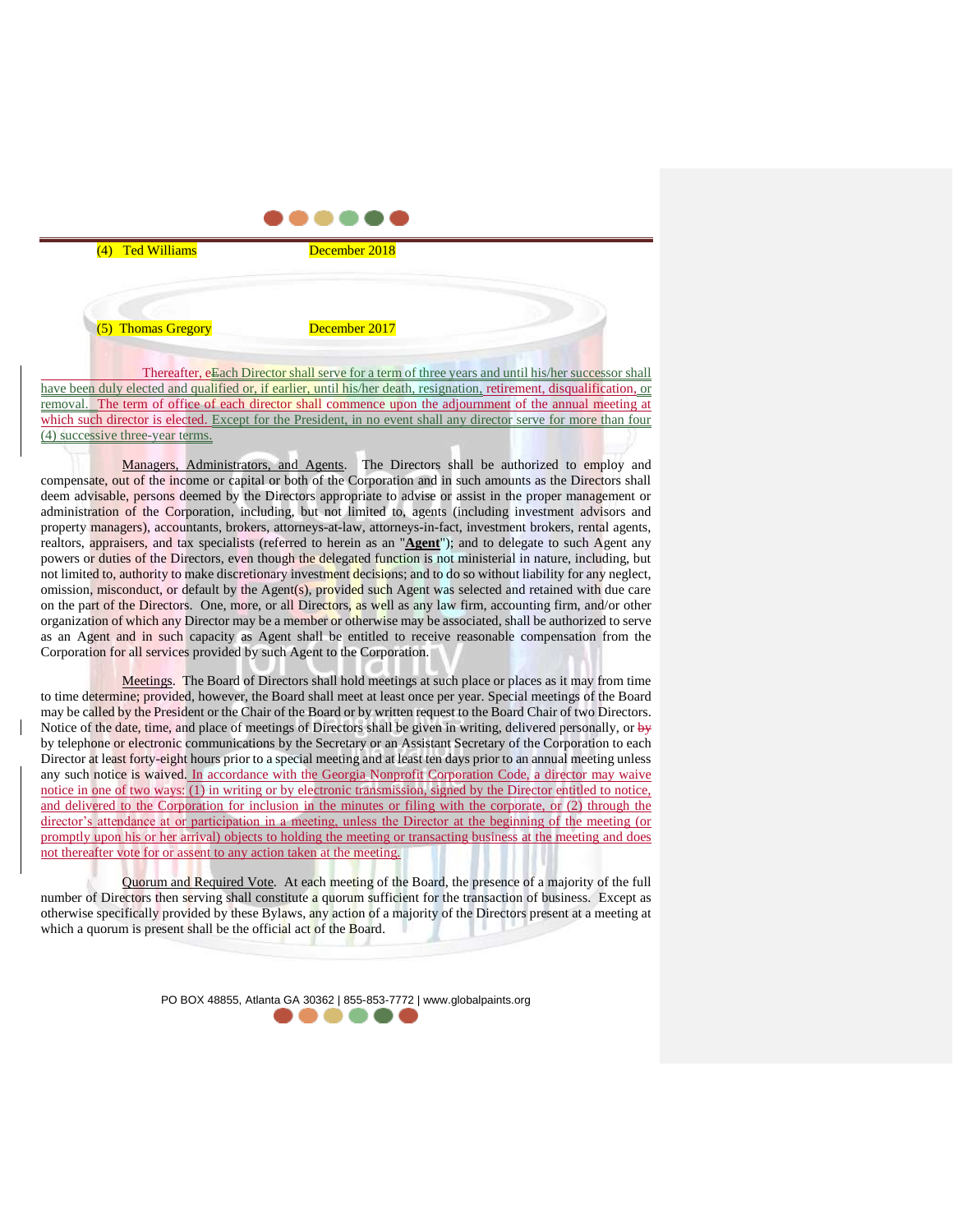(4) Ted Williams December 2018

(5) Thomas Gregory December 2017

Thereafter, eEach Director shall serve for a term of three years and until his/her successor shall have been duly elected and qualified or, if earlier, until his/her death, resignation, retirement, disqualification, or removal. The term of office of each director shall commence upon the adjournment of the annual meeting at which such director is elected. Except for the President, in no event shall any director serve for more than four (4) successive three-year terms.

Managers, Administrators, and Agents. The Directors shall be authorized to employ and compensate, out of the income or capital or both of the Corporation and in such amounts as the Directors shall deem advisable, persons deemed by the Directors appropriate to advise or assist in the proper management or administration of the Corporation, including, but not limited to, agents (including investment advisors and property managers), accountants, brokers, attorneys-at-law, attorneys-in-fact, investment brokers, rental agents, realtors, appraisers, and tax specialists (referred to herein as an "**Agent**"); and to delegate to such Agent any powers or duties of the Directors, even though the delegated function is not ministerial in nature, including, but not limited to, authority to make discretionary investment decisions; and to do so without liability for any neglect, omission, misconduct, or default by the Agent(s), provided such Agent was selected and retained with due care on the part of the Directors. One, more, or all Directors, as well as any law firm, accounting firm, and/or other organization of which any Director may be a member or otherwise may be associated, shall be authorized to serve as an Agent and in such capacity as Agent shall be entitled to receive reasonable compensation from the Corporation for all services provided by such Agent to the Corporation.

Meetings. The Board of Directors shall hold meetings at such place or places as it may from time to time determine; provided, however, the Board shall meet at least once per year. Special meetings of the Board may be called by the President or the Chair of the Board or by written request to the Board Chair of two Directors. Notice of the date, time, and place of meetings of Directors shall be given in writing, delivered personally, or by by telephone or electronic communications by the Secretary or an Assistant Secretary of the Corporation to each Director at least forty-eight hours prior to a special meeting and at least ten days prior to an annual meeting unless any such notice is waived. In accordance with the Georgia Nonprofit Corporation Code, a director may waive notice in one of two ways: (1) in writing or by electronic transmission, signed by the Director entitled to notice, and delivered to the Corporation for inclusion in the minutes or filing with the corporate, or (2) through the director's attendance at or participation in a meeting, unless the Director at the beginning of the meeting (or promptly upon his or her arrival) objects to holding the meeting or transacting business at the meeting and does not thereafter vote for or assent to any action taken at the meeting.

Quorum and Required Vote. At each meeting of the Board, the presence of a majority of the full number of Directors then serving shall constitute a quorum sufficient for the transaction of business. Except as otherwise specifically provided by these Bylaws, any action of a majority of the Directors present at a meeting at which a quorum is present shall be the official act of the Board.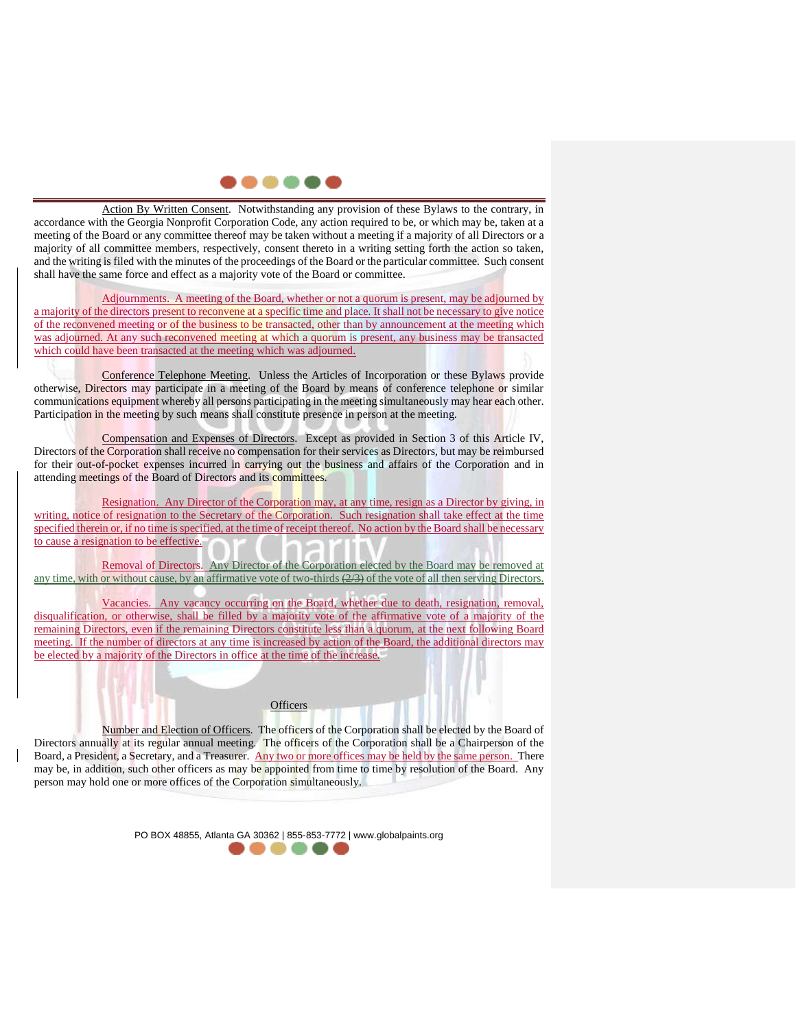Action By Written Consent. Notwithstanding any provision of these Bylaws to the contrary, in accordance with the Georgia Nonprofit Corporation Code, any action required to be, or which may be, taken at a meeting of the Board or any committee thereof may be taken without a meeting if a majority of all Directors or a majority of all committee members, respectively, consent thereto in a writing setting forth the action so taken, and the writing is filed with the minutes of the proceedings of the Board or the particular committee. Such consent shall have the same force and effect as a majority vote of the Board or committee.

Adjournments. A meeting of the Board, whether or not a quorum is present, may be adjourned by a majority of the directors present to reconvene at a specific time and place. It shall not be necessary to give notice of the reconvened meeting or of the business to be transacted, other than by announcement at the meeting which was adjourned. At any such reconvened meeting at which a quorum is present, any business may be transacted which could have been transacted at the meeting which was adjourned.

Conference Telephone Meeting. Unless the Articles of Incorporation or these Bylaws provide otherwise, Directors may participate in a meeting of the Board by means of conference telephone or similar communications equipment whereby all persons participating in the meeting simultaneously may hear each other. Participation in the meeting by such means shall constitute presence in person at the meeting.

Compensation and Expenses of Directors. Except as provided in Section 3 of this Article IV, Directors of the Corporation shall receive no compensation for their services as Directors, but may be reimbursed for their out-of-pocket expenses incurred in carrying out the business and affairs of the Corporation and in attending meetings of the Board of Directors and its committees.

Resignation. Any Director of the Corporation may, at any time, resign as a Director by giving, in writing, notice of resignation to the Secretary of the Corporation. Such resignation shall take effect at the time specified therein or, if no time is specified, at the time of receipt thereof. No action by the Board shall be necessary to cause a resignation to be effective.

Removal of Directors. Any Director of the Corporation elected by the Board may be removed at any time, with or without cause, by an affirmative vote of two-thirds ~~(2/3)~~ of the vote of all then serving Directors.

Vacancies. Any vacancy occurring on the Board, whether due to death, resignation, removal, disqualification, or otherwise, shall be filled by a majority vote of the affirmative vote of a majority of the remaining Directors, even if the remaining Directors constitute less than a quorum, at the next following Board meeting. If the number of directors at any time is increased by action of the Board, the additional directors may be elected by a majority of the Directors in office at the time of the increase.

## Officers

Number and Election of Officers. The officers of the Corporation shall be elected by the Board of Directors annually at its regular annual meeting. The officers of the Corporation shall be a Chairperson of the Board, a President, a Secretary, and a Treasurer. Any two or more offices may be held by the same person. There may be, in addition, such other officers as may be appointed from time to time by resolution of the Board. Any person may hold one or more offices of the Corporation simultaneously.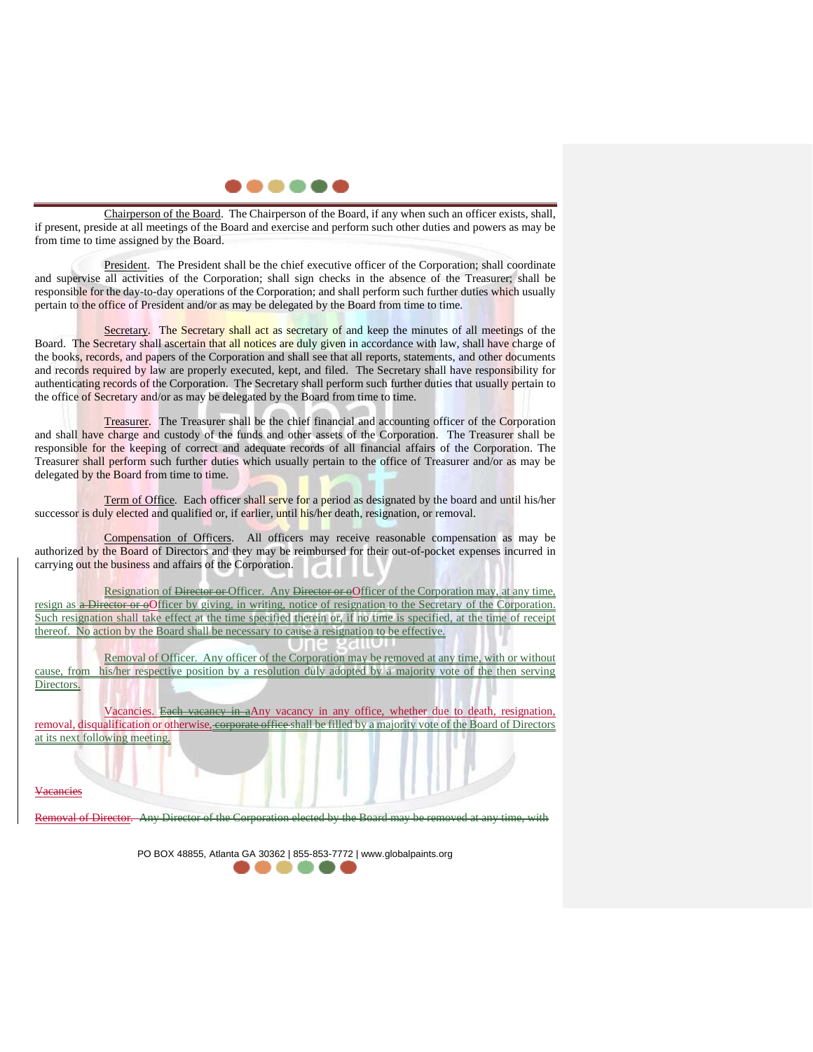Chairperson of the Board. The Chairperson of the Board, if any when such an officer exists, shall, if present, preside at all meetings of the Board and exercise and perform such other duties and powers as may be from time to time assigned by the Board.

President. The President shall be the chief executive officer of the Corporation; shall coordinate and supervise all activities of the Corporation; shall sign checks in the absence of the Treasurer; shall be responsible for the day-to-day operations of the Corporation; and shall perform such further duties which usually pertain to the office of President and/or as may be delegated by the Board from time to time.

Secretary. The Secretary shall act as secretary of and keep the minutes of all meetings of the Board. The Secretary shall ascertain that all notices are duly given in accordance with law, shall have charge of the books, records, and papers of the Corporation and shall see that all reports, statements, and other documents and records required by law are properly executed, kept, and filed. The Secretary shall have responsibility for authenticating records of the Corporation. The Secretary shall perform such further duties that usually pertain to the office of Secretary and/or as may be delegated by the Board from time to time.

Treasurer. The Treasurer shall be the chief financial and accounting officer of the Corporation and shall have charge and custody of the funds and other assets of the Corporation. The Treasurer shall be responsible for the keeping of correct and adequate records of all financial affairs of the Corporation. The Treasurer shall perform such further duties which usually pertain to the office of Treasurer and/or as may be delegated by the Board from time to time.

Term of Office. Each officer shall serve for a period as designated by the board and until his/her successor is duly elected and qualified or, if earlier, until his/her death, resignation, or removal.

Compensation of Officers. All officers may receive reasonable compensation as may be authorized by the Board of Directors and they may be reimbursed for their out-of-pocket expenses incurred in carrying out the business and affairs of the Corporation.

Resignation of ~~Director or~~ Officer. Any ~~Director or o~~Officer of the Corporation may, at any time, resign as ~~a Director or o~~Officer by giving, in writing, notice of resignation to the Secretary of the Corporation. Such resignation shall take effect at the time specified therein or, if no time is specified, at the time of receipt thereof. No action by the Board shall be necessary to cause a resignation to be effective.

Removal of Officer. Any officer of the Corporation may be removed at any time, with or without cause, from his/her respective position by a resolution duly adopted by a majority vote of the then serving Directors.

Vacancies. ~~Each vacancy in a~~Any vacancy in any office, whether due to death, resignation, removal, disqualification or otherwise, ~~corporate office~~ shall be filled by a majority vote of the Board of Directors at its next following meeting.

~~Vacancies~~

~~Removal of Director. Any Director of the Corporation elected by the Board may be removed at any time, with~~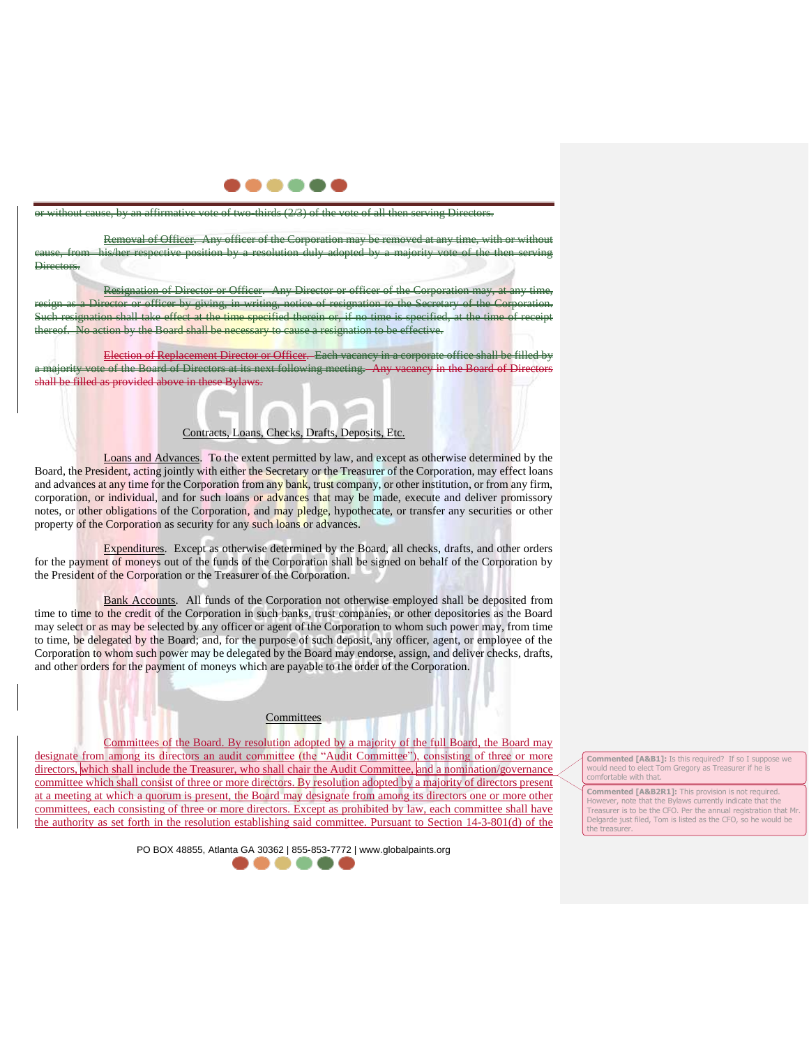~~or without cause, by an affirmative vote of two-thirds (2/3) of the vote of all then serving Directors.~~

~~Removal of Officer. Any officer of the Corporation may be removed at any time, with or without cause, from his/her respective position by a resolution duly adopted by a majority vote of the then serving Directors.~~

~~Resignation of Director or Officer. Any Director or officer of the Corporation may, at any time, resign as a Director or officer by giving, in writing, notice of resignation to the Secretary of the Corporation. Such resignation shall take effect at the time specified therein or, if no time is specified, at the time of receipt thereof. No action by the Board shall be necessary to cause a resignation to be effective.~~

~~Election of Replacement Director or Officer. Each vacancy in a corporate office shall be filled by a majority vote of the Board of Directors at its next following meeting. Any vacancy in the Board of Directors shall be filled as provided above in these Bylaws.~~

Contracts, Loans, Checks, Drafts, Deposits, Etc.

Loans and Advances. To the extent permitted by law, and except as otherwise determined by the Board, the President, acting jointly with either the Secretary or the Treasurer of the Corporation, may effect loans and advances at any time for the Corporation from any bank, trust company, or other institution, or from any firm, corporation, or individual, and for such loans or advances that may be made, execute and deliver promissory notes, or other obligations of the Corporation, and may pledge, hypothecate, or transfer any securities or other property of the Corporation as security for any such loans or advances.

Expenditures. Except as otherwise determined by the Board, all checks, drafts, and other orders for the payment of moneys out of the funds of the Corporation shall be signed on behalf of the Corporation by the President of the Corporation or the Treasurer of the Corporation.

Bank Accounts. All funds of the Corporation not otherwise employed shall be deposited from time to time to the credit of the Corporation in such banks, trust companies, or other depositories as the Board may select or as may be selected by any officer or agent of the Corporation to whom such power may, from time to time, be delegated by the Board; and, for the purpose of such deposit, any officer, agent, or employee of the Corporation to whom such power may be delegated by the Board may endorse, assign, and deliver checks, drafts, and other orders for the payment of moneys which are payable to the order of the Corporation.

Committees

Committees of the Board. By resolution adopted by a majority of the full Board, the Board may designate from among its directors an audit committee (the "Audit Committee"), consisting of three or more directors, which shall include the Treasurer, who shall chair the Audit Committee, and a nomination/governance committee which shall consist of three or more directors. By resolution adopted by a majority of directors present at a meeting at which a quorum is present, the Board may designate from among its directors one or more other committees, each consisting of three or more directors. Except as prohibited by law, each committee shall have the authority as set forth in the resolution establishing said committee. Pursuant to Section 14-3-801(d) of the

**Commented [A&B1]:** Is this required? If so I suppose we would need to elect Tom Gregory as Treasurer if he is comfortable with that.

**Commented [A&B2R1]:** This provision is not required. However, note that the Bylaws currently indicate that the Treasurer is to be the CFO. Per the annual registration that Mr. Delgarde just filed, Tom is listed as the CFO, so he would be the treasurer.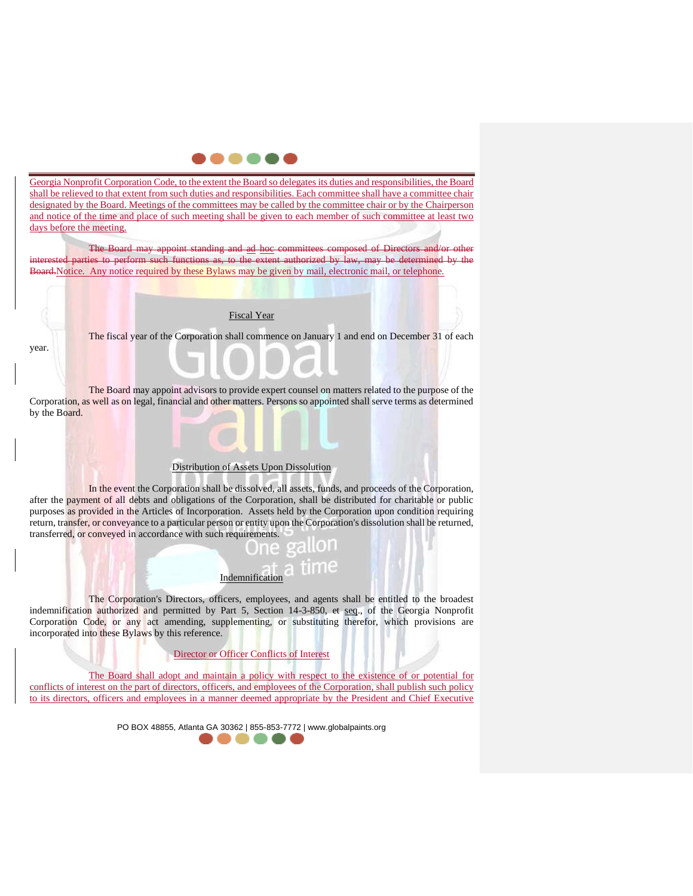Georgia Nonprofit Corporation Code, to the extent the Board so delegates its duties and responsibilities, the Board shall be relieved to that extent from such duties and responsibilities. Each committee shall have a committee chair designated by the Board. Meetings of the committees may be called by the committee chair or by the Chairperson and notice of the time and place of such meeting shall be given to each member of such committee at least two days before the meeting.

~~The Board may appoint standing and ad hoc committees composed of Directors and/or other interested parties to perform such functions as, to the extent authorized by law, may be determined by the Board.~~Notice. Any notice required by these Bylaws may be given by mail, electronic mail, or telephone.

Fiscal Year

The fiscal year of the Corporation shall commence on January 1 and end on December 31 of each year.

The Board may appoint advisors to provide expert counsel on matters related to the purpose of the Corporation, as well as on legal, financial and other matters. Persons so appointed shall serve terms as determined by the Board.

Distribution of Assets Upon Dissolution

In the event the Corporation shall be dissolved, all assets, funds, and proceeds of the Corporation, after the payment of all debts and obligations of the Corporation, shall be distributed for charitable or public purposes as provided in the Articles of Incorporation. Assets held by the Corporation upon condition requiring return, transfer, or conveyance to a particular person or entity upon the Corporation's dissolution shall be returned, transferred, or conveyed in accordance with such requirements.

Indemnification

The Corporation's Directors, officers, employees, and agents shall be entitled to the broadest indemnification authorized and permitted by Part 5, Section 14-3-850, et seq., of the Georgia Nonprofit Corporation Code, or any act amending, supplementing, or substituting therefor, which provisions are incorporated into these Bylaws by this reference.

Director or Officer Conflicts of Interest

The Board shall adopt and maintain a policy with respect to the existence of or potential for conflicts of interest on the part of directors, officers, and employees of the Corporation, shall publish such policy to its directors, officers and employees in a manner deemed appropriate by the President and Chief Executive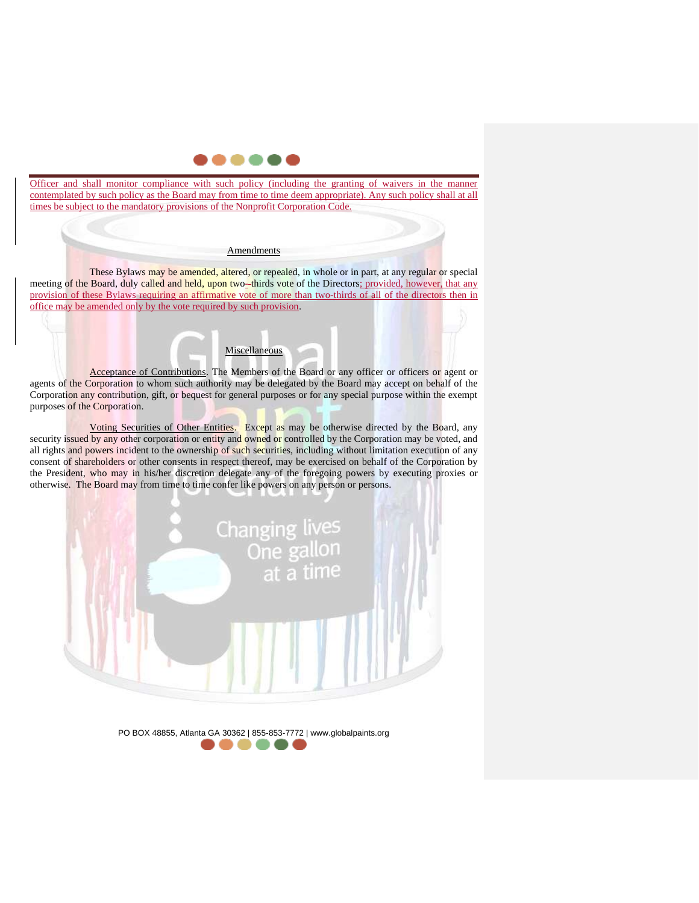Officer and shall monitor compliance with such policy (including the granting of waivers in the manner contemplated by such policy as the Board may from time to time deem appropriate). Any such policy shall at all times be subject to the mandatory provisions of the Nonprofit Corporation Code.

## Amendments

These Bylaws may be amended, altered, or repealed, in whole or in part, at any regular or special meeting of the Board, duly called and held, upon two-thirds vote of the Directors; provided, however, that any provision of these Bylaws requiring an affirmative vote of more than two-thirds of all of the directors then in office may be amended only by the vote required by such provision.

## Miscellaneous

Acceptance of Contributions. The Members of the Board or any officer or officers or agent or agents of the Corporation to whom such authority may be delegated by the Board may accept on behalf of the Corporation any contribution, gift, or bequest for general purposes or for any special purpose within the exempt purposes of the Corporation.

Voting Securities of Other Entities. Except as may be otherwise directed by the Board, any security issued by any other corporation or entity and owned or controlled by the Corporation may be voted, and all rights and powers incident to the ownership of such securities, including without limitation execution of any consent of shareholders or other consents in respect thereof, may be exercised on behalf of the Corporation by the President, who may in his/her discretion delegate any of the foregoing powers by executing proxies or otherwise. The Board may from time to time confer like powers on any person or persons.